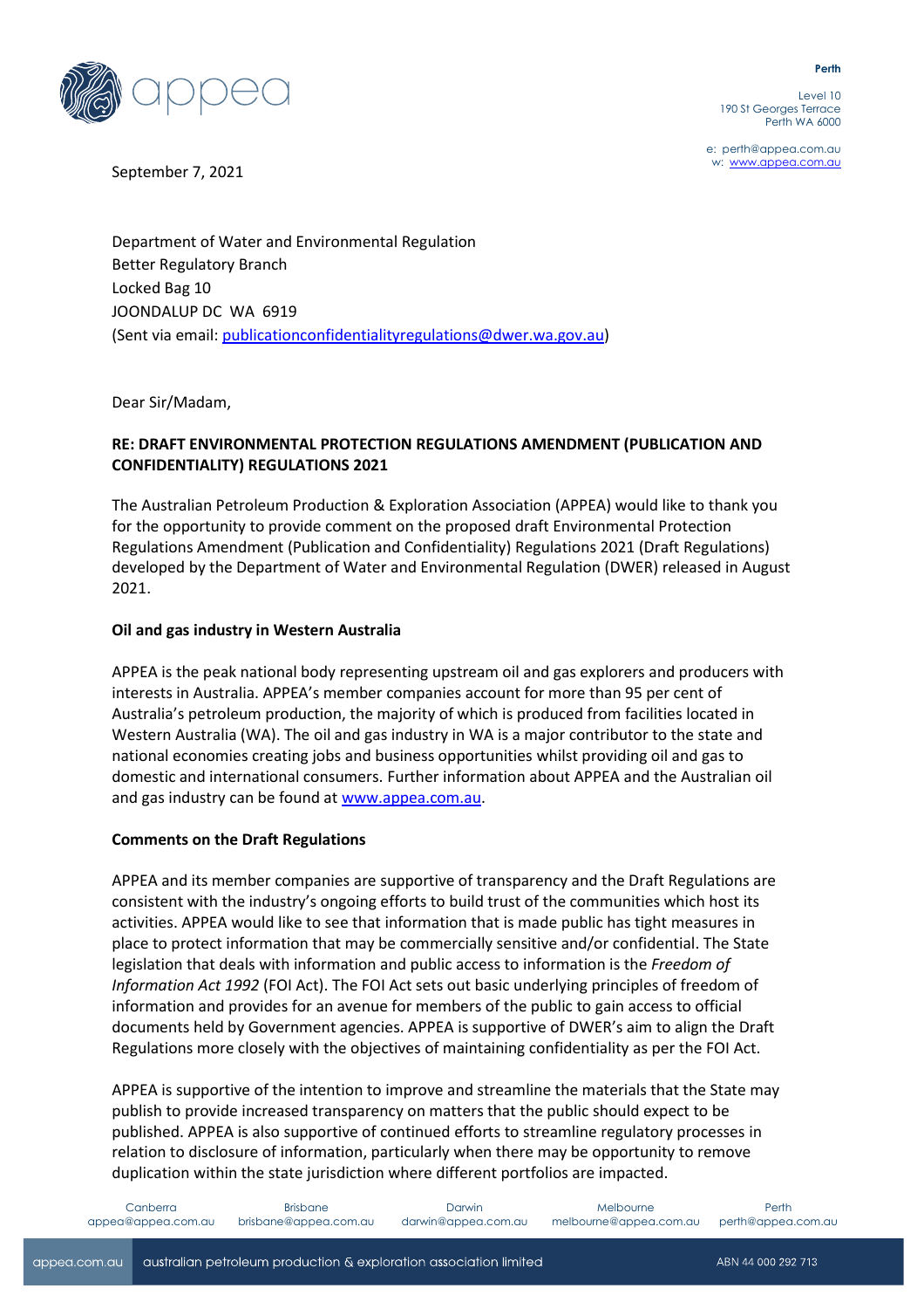Perth

Level 10
190 St Georges Terrace
Perth WA 6000

e: perth@appea.com.au
w: www.appea.com.au

September 7, 2021

Department of Water and Environmental Regulation
Better Regulatory Branch
Locked Bag 10
JOONDALUP DC WA 6919
(Sent via email: publicationconfidentialityregulations@dwer.wa.gov.au)

Dear Sir/Madam,

**RE: DRAFT ENVIRONMENTAL PROTECTION REGULATIONS AMENDMENT (PUBLICATION AND CONFIDENTIALITY) REGULATIONS 2021**

The Australian Petroleum Production & Exploration Association (APPEA) would like to thank you for the opportunity to provide comment on the proposed draft Environmental Protection Regulations Amendment (Publication and Confidentiality) Regulations 2021 (Draft Regulations) developed by the Department of Water and Environmental Regulation (DWER) released in August 2021.

**Oil and gas industry in Western Australia**

APPEA is the peak national body representing upstream oil and gas explorers and producers with interests in Australia. APPEA's member companies account for more than 95 per cent of Australia's petroleum production, the majority of which is produced from facilities located in Western Australia (WA). The oil and gas industry in WA is a major contributor to the state and national economies creating jobs and business opportunities whilst providing oil and gas to domestic and international consumers. Further information about APPEA and the Australian oil and gas industry can be found at www.appea.com.au.

**Comments on the Draft Regulations**

APPEA and its member companies are supportive of transparency and the Draft Regulations are consistent with the industry's ongoing efforts to build trust of the communities which host its activities. APPEA would like to see that information that is made public has tight measures in place to protect information that may be commercially sensitive and/or confidential. The State legislation that deals with information and public access to information is the *Freedom of Information Act 1992* (FOI Act). The FOI Act sets out basic underlying principles of freedom of information and provides for an avenue for members of the public to gain access to official documents held by Government agencies. APPEA is supportive of DWER's aim to align the Draft Regulations more closely with the objectives of maintaining confidentiality as per the FOI Act.

APPEA is supportive of the intention to improve and streamline the materials that the State may publish to provide increased transparency on matters that the public should expect to be published. APPEA is also supportive of continued efforts to streamline regulatory processes in relation to disclosure of information, particularly when there may be opportunity to remove duplication within the state jurisdiction where different portfolios are impacted.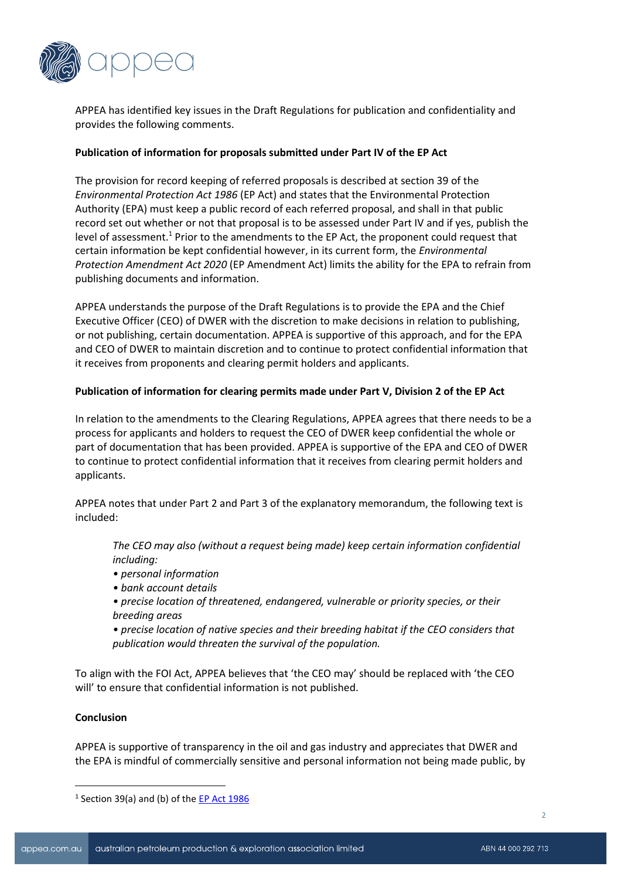APPEA has identified key issues in the Draft Regulations for publication and confidentiality and provides the following comments.

**Publication of information for proposals submitted under Part IV of the EP Act**

The provision for record keeping of referred proposals is described at section 39 of the *Environmental Protection Act 1986* (EP Act) and states that the Environmental Protection Authority (EPA) must keep a public record of each referred proposal, and shall in that public record set out whether or not that proposal is to be assessed under Part IV and if yes, publish the level of assessment.[1] Prior to the amendments to the EP Act, the proponent could request that certain information be kept confidential however, in its current form, the *Environmental Protection Amendment Act 2020* (EP Amendment Act) limits the ability for the EPA to refrain from publishing documents and information.

APPEA understands the purpose of the Draft Regulations is to provide the EPA and the Chief Executive Officer (CEO) of DWER with the discretion to make decisions in relation to publishing, or not publishing, certain documentation. APPEA is supportive of this approach, and for the EPA and CEO of DWER to maintain discretion and to continue to protect confidential information that it receives from proponents and clearing permit holders and applicants.

**Publication of information for clearing permits made under Part V, Division 2 of the EP Act**

In relation to the amendments to the Clearing Regulations, APPEA agrees that there needs to be a process for applicants and holders to request the CEO of DWER keep confidential the whole or part of documentation that has been provided. APPEA is supportive of the EPA and CEO of DWER to continue to protect confidential information that it receives from clearing permit holders and applicants.

APPEA notes that under Part 2 and Part 3 of the explanatory memorandum, the following text is included:

> *The CEO may also (without a request being made) keep certain information confidential including:*
> - *personal information*
> - *bank account details*
> - *precise location of threatened, endangered, vulnerable or priority species, or their breeding areas*
> - *precise location of native species and their breeding habitat if the CEO considers that publication would threaten the survival of the population.*

To align with the FOI Act, APPEA believes that 'the CEO may' should be replaced with 'the CEO will' to ensure that confidential information is not published.

**Conclusion**

APPEA is supportive of transparency in the oil and gas industry and appreciates that DWER and the EPA is mindful of commercially sensitive and personal information not being made public, by

---

[1] Section 39(a) and (b) of the EP Act 1986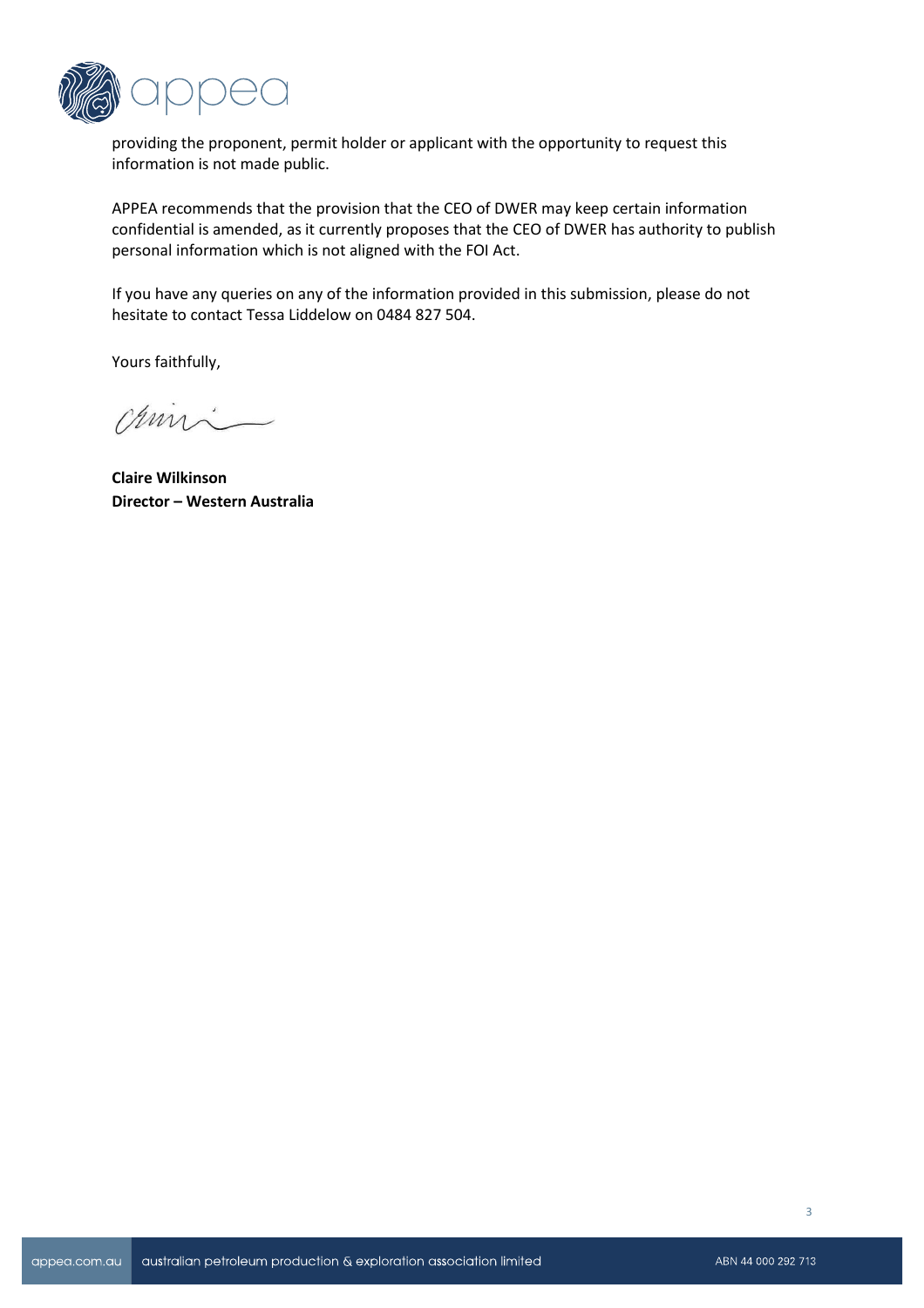providing the proponent, permit holder or applicant with the opportunity to request this information is not made public.

APPEA recommends that the provision that the CEO of DWER may keep certain information confidential is amended, as it currently proposes that the CEO of DWER has authority to publish personal information which is not aligned with the FOI Act.

If you have any queries on any of the information provided in this submission, please do not hesitate to contact Tessa Liddelow on 0484 827 504.

Yours faithfully,

**Claire Wilkinson**
**Director – Western Australia**